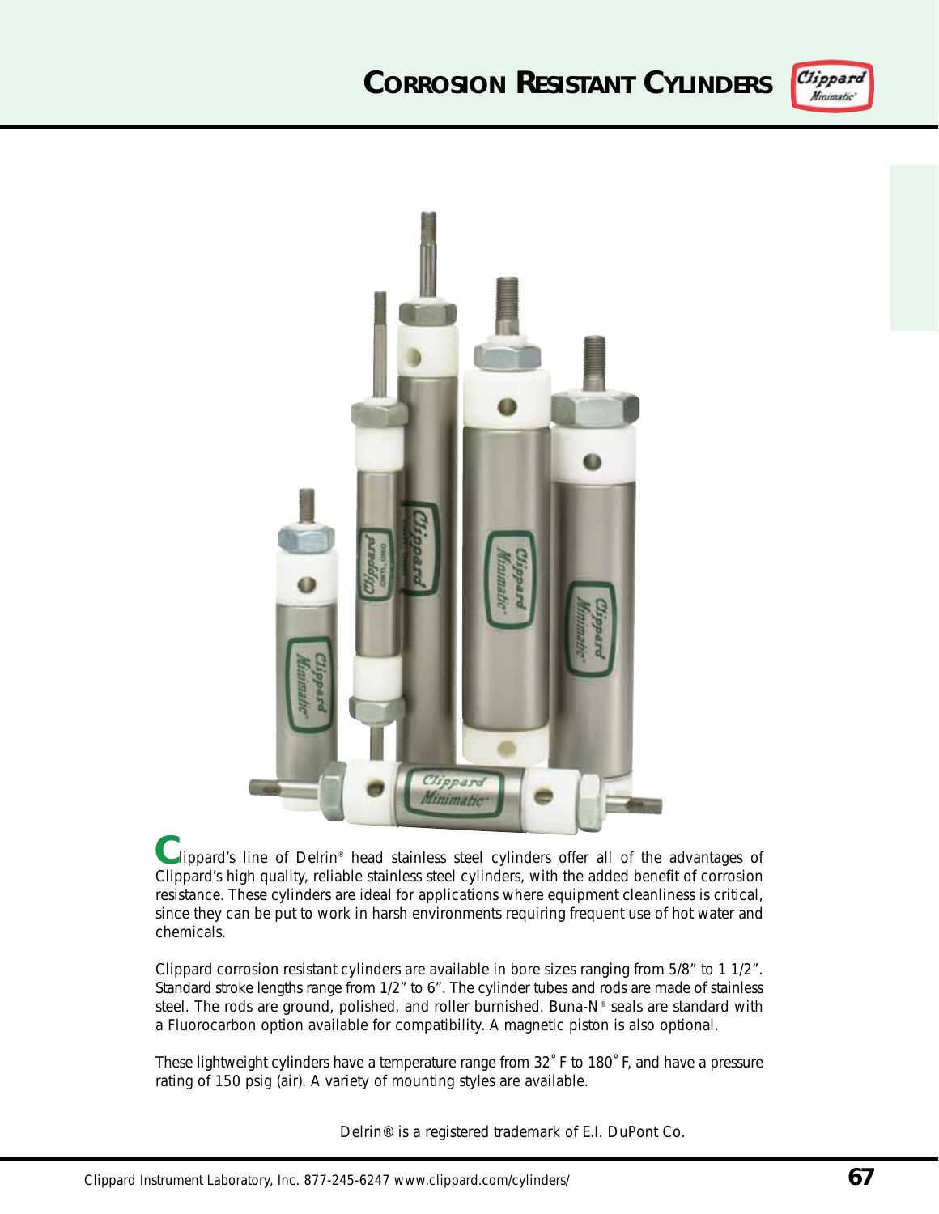# Corrosion Resistant Cylinders

Clippard's line of Delrin® head stainless steel cylinders offer all of the advantages of Clippard's high quality, reliable stainless steel cylinders, with the added benefit of corrosion resistance. These cylinders are ideal for applications where equipment cleanliness is critical, since they can be put to work in harsh environments requiring frequent use of hot water and chemicals.

Clippard corrosion resistant cylinders are available in bore sizes ranging from 5/8" to 1 1/2". Standard stroke lengths range from 1/2" to 6". The cylinder tubes and rods are made of stainless steel. The rods are ground, polished, and roller burnished. Buna-N® seals are standard with a Fluorocarbon option available for compatibility. A magnetic piston is also optional.

These lightweight cylinders have a temperature range from 32˚ F to 180˚ F, and have a pressure rating of 150 psig (air). A variety of mounting styles are available.

Delrin® is a registered trademark of E.I. DuPont Co.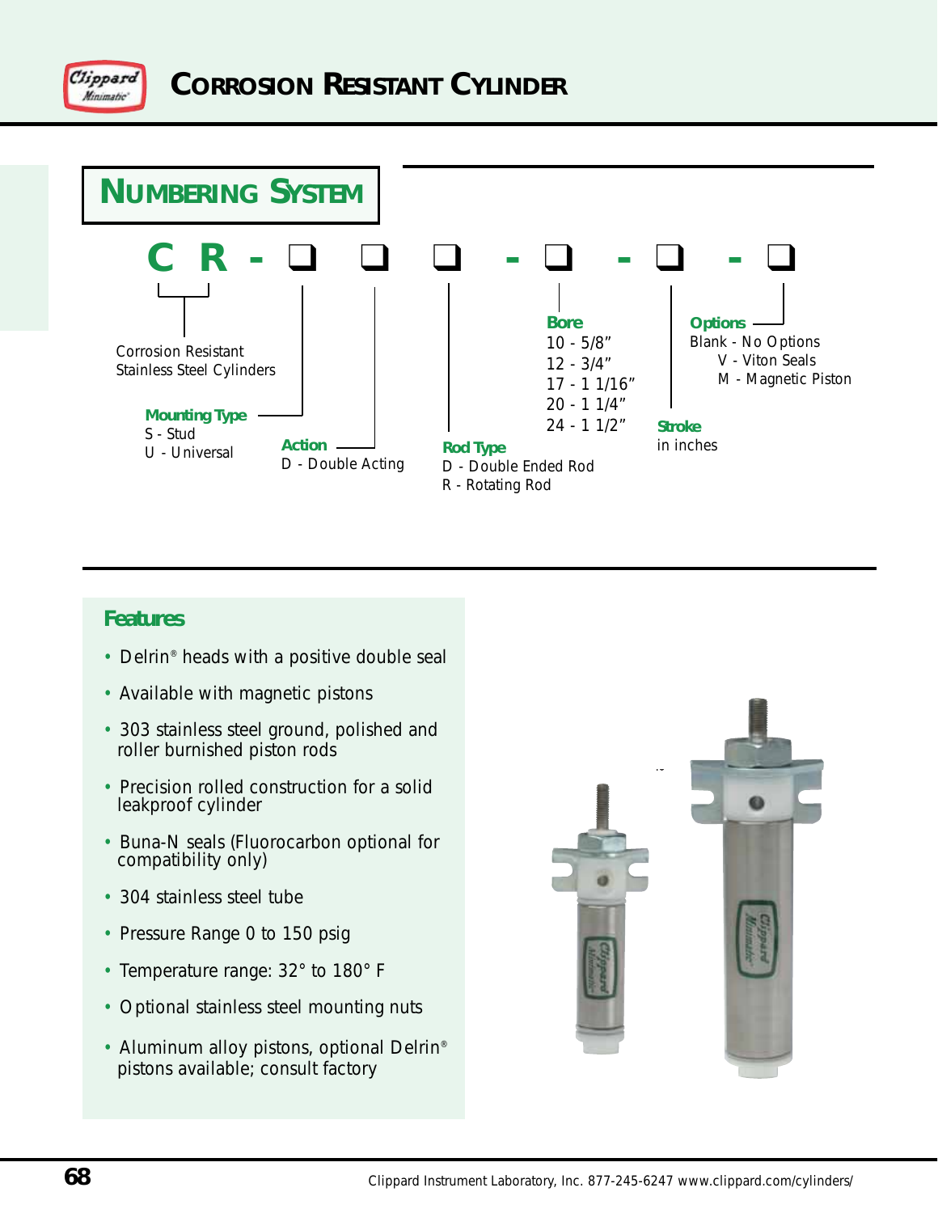# Corrosion Resistant Cylinder

## Numbering System

**C R - ❑ ❑ ❑ - ❑ - ❑ - ❑**

**C R** — Corrosion Resistant Stainless Steel Cylinders

**Mounting Type**
- S - Stud
- U - Universal

**Action**
- D - Double Acting

**Rod Type**
- D - Double Ended Rod
- R - Rotating Rod

**Bore**
- 10 - 5/8"
- 12 - 3/4"
- 17 - 1 1/16"
- 20 - 1 1/4"
- 24 - 1 1/2"

**Stroke**
in inches

**Options**
- Blank - No Options
- V - Viton Seals
- M - Magnetic Piston

### Features

- Delrin® heads with a positive double seal
- Available with magnetic pistons
- 303 stainless steel ground, polished and roller burnished piston rods
- Precision rolled construction for a solid leakproof cylinder
- Buna-N seals (Fluorocarbon optional for compatibility only)
- 304 stainless steel tube
- Pressure Range 0 to 150 psig
- Temperature range: 32° to 180° F
- Optional stainless steel mounting nuts
- Aluminum alloy pistons, optional Delrin® pistons available; consult factory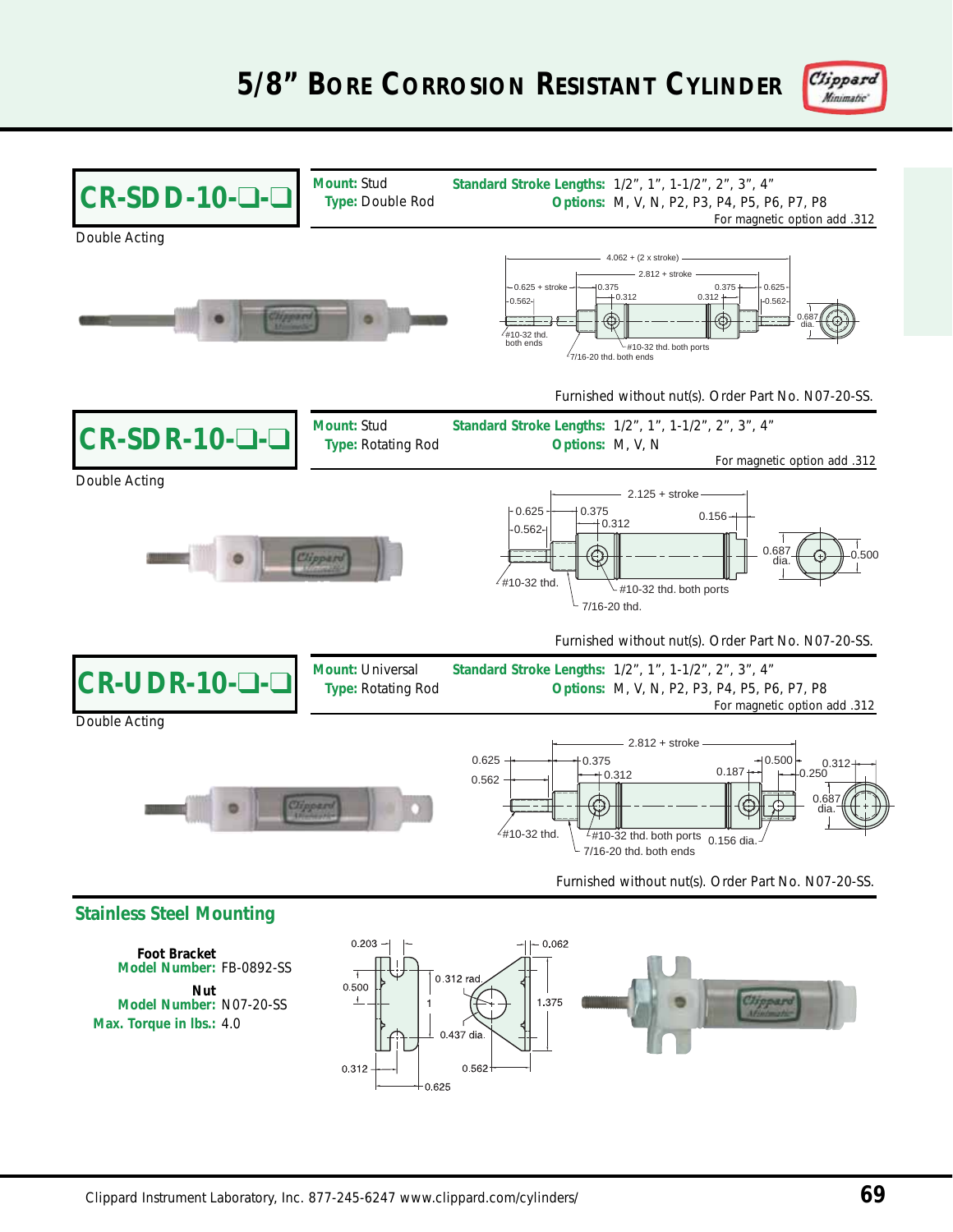# 5/8" Bore Corrosion Resistant Cylinder

## CR-SDD-10-❑-❑

Double Acting

**Mount:** Stud
**Type:** Double Rod

**Standard Stroke Lengths:** 1/2", 1", 1-1/2", 2", 3", 4"
**Options:** M, V, N, P2, P3, P4, P5, P6, P7, P8
For magnetic option add .312

4.062 + (2 x stroke)
2.812 + stroke
0.625 + stroke
0.375
0.375
0.625
0.562
0.312
0.312
0.562
0.687 dia.
#10-32 thd. both ends
#10-32 thd. both ports
7/16-20 thd. both ends

Furnished without nut(s). Order Part No. N07-20-SS.

## CR-SDR-10-❑-❑

Double Acting

**Mount:** Stud
**Type:** Rotating Rod

**Standard Stroke Lengths:** 1/2", 1", 1-1/2", 2", 3", 4"
**Options:** M, V, N
For magnetic option add .312

2.125 + stroke
0.625
0.375
0.562
0.312
0.156
0.687 dia.
0.500
#10-32 thd.
#10-32 thd. both ports
7/16-20 thd.

Furnished without nut(s). Order Part No. N07-20-SS.

## CR-UDR-10-❑-❑

Double Acting

**Mount:** Universal
**Type:** Rotating Rod

**Standard Stroke Lengths:** 1/2", 1", 1-1/2", 2", 3", 4"
**Options:** M, V, N, P2, P3, P4, P5, P6, P7, P8
For magnetic option add .312

2.812 + stroke
0.625
0.375
0.500
0.312
0.562
0.312
0.187
0.250
0.687 dia.
#10-32 thd.
#10-32 thd. both ports
0.156 dia.
7/16-20 thd. both ends

Furnished without nut(s). Order Part No. N07-20-SS.

## Stainless Steel Mounting

**Foot Bracket**
**Model Number:** FB-0892-SS

**Nut**
**Model Number:** N07-20-SS
**Max. Torque in lbs.:** 4.0

0.203
0.062
0.500
0.312 rad.
1
1.375
0.437 dia.
0.312
0.562
0.625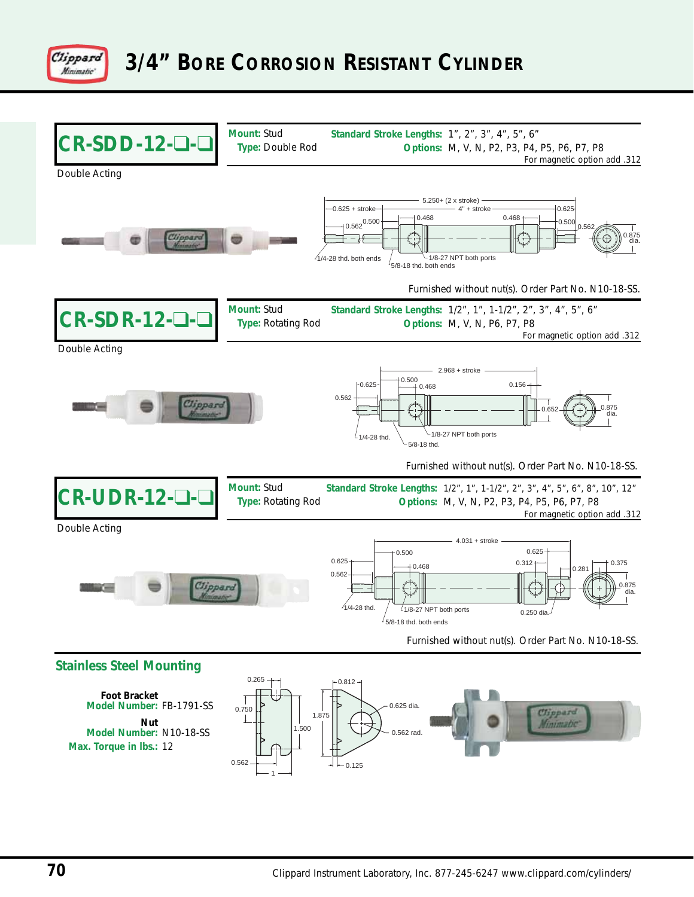# 3/4" Bore Corrosion Resistant Cylinder

## CR-SDD-12-❑-❑

Double Acting

**Mount:** Stud
**Type:** Double Rod

**Standard Stroke Lengths:** 1", 2", 3", 4", 5", 6"
**Options:** M, V, N, P2, P3, P4, P5, P6, P7, P8
For magnetic option add .312

5.250+ (2 x stroke)
0.625 + stroke
4" + stroke
0.625
0.562
0.500
0.468
0.468
0.500
0.562
0.875 dia.
1/4-28 thd. both ends
1/8-27 NPT both ports
5/8-18 thd. both ends

Furnished without nut(s). Order Part No. N10-18-SS.

## CR-SDR-12-❑-❑

Double Acting

**Mount:** Stud
**Type:** Rotating Rod

**Standard Stroke Lengths:** 1/2", 1", 1-1/2", 2", 3", 4", 5", 6"
**Options:** M, V, N, P6, P7, P8
For magnetic option add .312

2.968 + stroke
0.625
0.500
0.468
0.156
0.562
0.652
0.875 dia.
1/4-28 thd.
1/8-27 NPT both ports
5/8-18 thd.

Furnished without nut(s). Order Part No. N10-18-SS.

## CR-UDR-12-❑-❑

Double Acting

**Mount:** Stud
**Type:** Rotating Rod

**Standard Stroke Lengths:** 1/2", 1", 1-1/2", 2", 3", 4", 5", 6", 8", 10", 12"
**Options:** M, V, N, P2, P3, P4, P5, P6, P7, P8
For magnetic option add .312

4.031 + stroke
0.625
0.500
0.468
0.625
0.312
0.562
0.281
0.375
0.875 dia.
1/4-28 thd.
1/8-27 NPT both ports
0.250 dia.
5/8-18 thd. both ends

Furnished without nut(s). Order Part No. N10-18-SS.

## Stainless Steel Mounting

**Foot Bracket**
**Model Number:** FB-1791-SS

**Nut**
**Model Number:** N10-18-SS
**Max. Torque in lbs.:** 12

0.265
0.750
1.500
0.562
1
0.812
1.875
0.625 dia.
0.562 rad.
0.125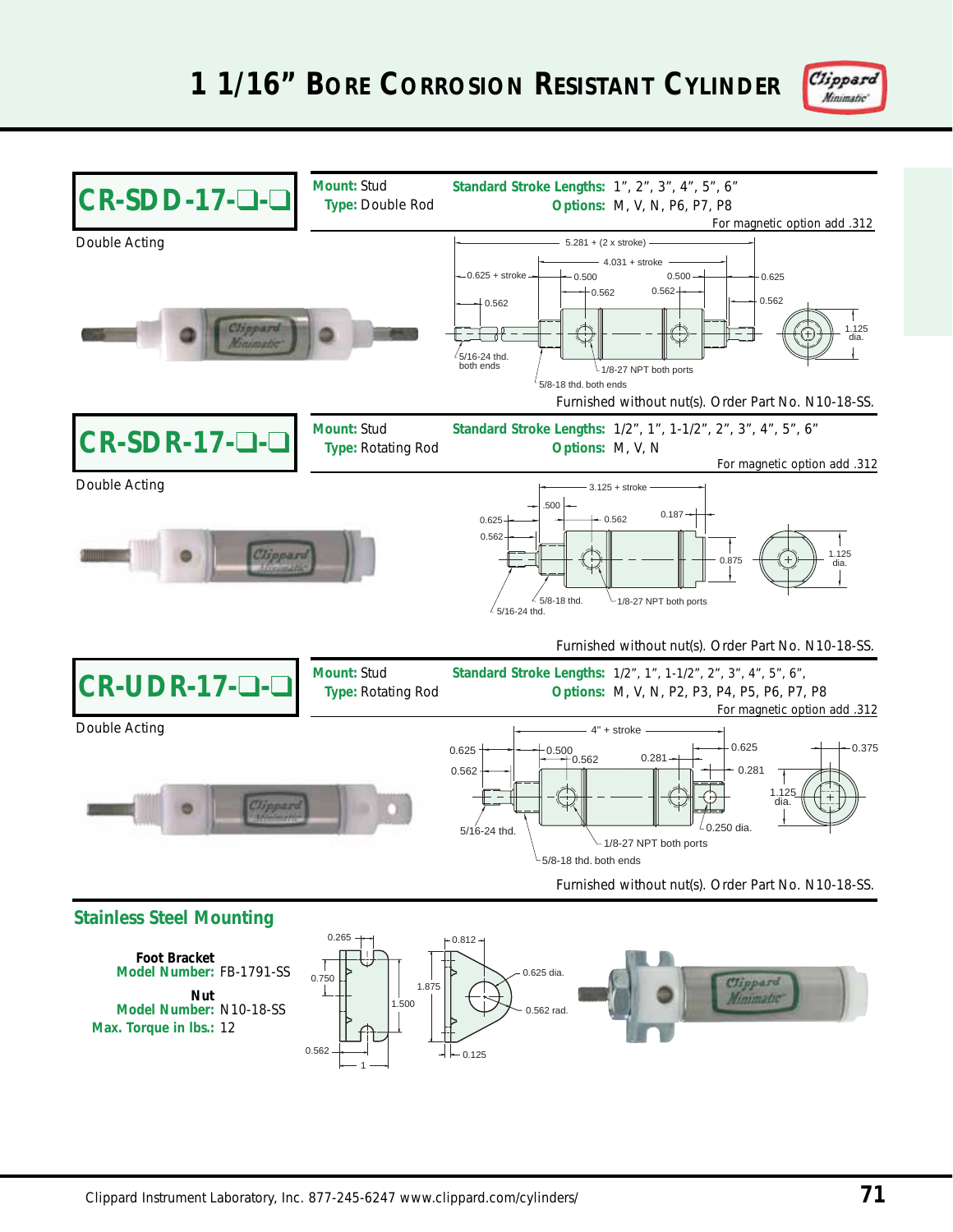# 1 1/16" Bore Corrosion Resistant Cylinder

## CR-SDD-17-❑-❑

Double Acting

**Mount:** Stud
**Type:** Double Rod

**Standard Stroke Lengths:** 1", 2", 3", 4", 5", 6"
**Options:** M, V, N, P6, P7, P8

For magnetic option add .312

5.281 + (2 x stroke)
4.031 + stroke
0.625 + stroke
0.500
0.500
0.625
0.562
0.562
0.562
0.562
1.125 dia.
5/16-24 thd. both ends
1/8-27 NPT both ports
5/8-18 thd. both ends

Furnished without nut(s). Order Part No. N10-18-SS.

## CR-SDR-17-❑-❑

Double Acting

**Mount:** Stud
**Type:** Rotating Rod

**Standard Stroke Lengths:** 1/2", 1", 1-1/2", 2", 3", 4", 5", 6"
**Options:** M, V, N

For magnetic option add .312

3.125 + stroke
.500
0.625
0.562
0.187
0.562
0.875
1.125 dia.
5/8-18 thd.
1/8-27 NPT both ports
5/16-24 thd.

Furnished without nut(s). Order Part No. N10-18-SS.

## CR-UDR-17-❑-❑

Double Acting

**Mount:** Stud
**Type:** Rotating Rod

**Standard Stroke Lengths:** 1/2", 1", 1-1/2", 2", 3", 4", 5", 6",
**Options:** M, V, N, P2, P3, P4, P5, P6, P7, P8

For magnetic option add .312

4" + stroke
0.625
0.500
0.562
0.562
0.281
0.625
0.281
0.375
1.125 dia.
5/16-24 thd.
0.250 dia.
1/8-27 NPT both ports
5/8-18 thd. both ends

Furnished without nut(s). Order Part No. N10-18-SS.

## Stainless Steel Mounting

**Foot Bracket**
**Model Number:** FB-1791-SS

**Nut**
**Model Number:** N10-18-SS
**Max. Torque in lbs.:** 12

0.265
0.750
1.500
0.562
1
0.812
1.875
0.625 dia.
0.562 rad.
0.125

Clippard Instrument Laboratory, Inc. 877-245-6247 www.clippard.com/cylinders/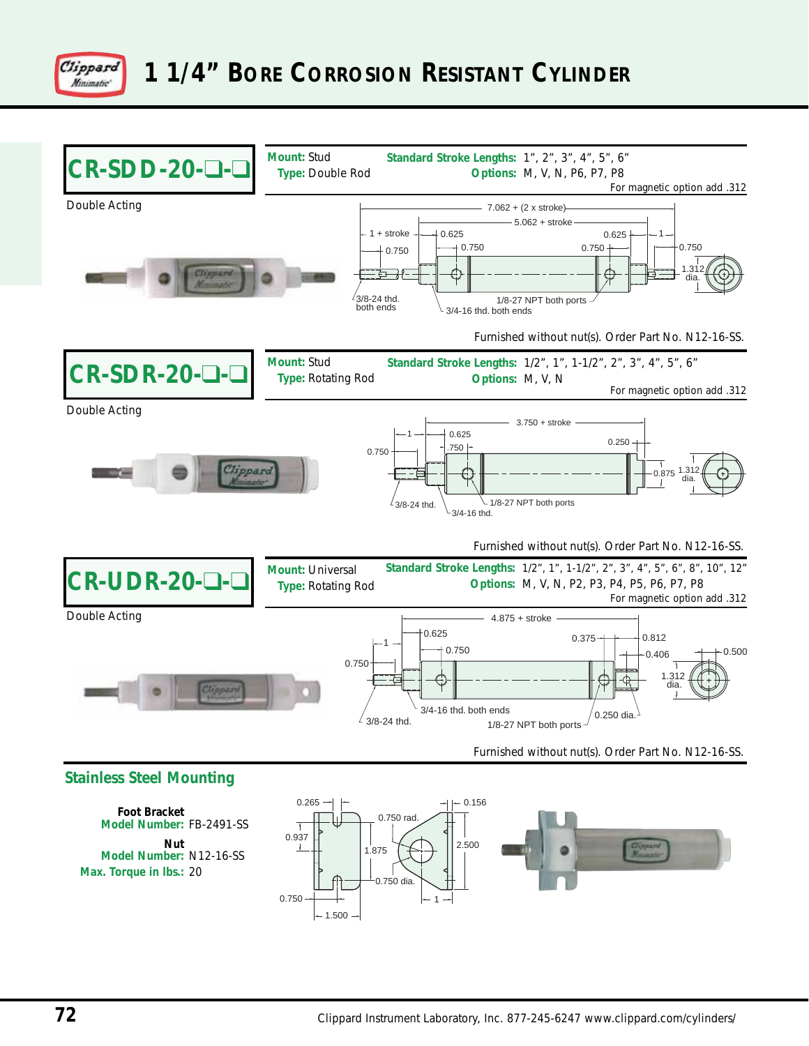# 1 1/4" Bore Corrosion Resistant Cylinder

## CR-SDD-20-❑-❑

Double Acting

**Mount:** Stud
**Type:** Double Rod

**Standard Stroke Lengths:** 1", 2", 3", 4", 5", 6"
**Options:** M, V, N, P6, P7, P8
For magnetic option add .312

7.062 + (2 x stroke)
5.062 + stroke
1 + stroke
0.625
0.625
1
0.750
0.750
0.750
0.750
1.312 dia.
3/8-24 thd. both ends
1/8-27 NPT both ports
3/4-16 thd. both ends

Furnished without nut(s). Order Part No. N12-16-SS.

## CR-SDR-20-❑-❑

Double Acting

**Mount:** Stud
**Type:** Rotating Rod

**Standard Stroke Lengths:** 1/2", 1", 1-1/2", 2", 3", 4", 5", 6"
**Options:** M, V, N
For magnetic option add .312

3.750 + stroke
1
0.625
.750
0.250
0.750
0.875
1.312 dia.
3/8-24 thd.
1/8-27 NPT both ports
3/4-16 thd.

Furnished without nut(s). Order Part No. N12-16-SS.

## CR-UDR-20-❑-❑

Double Acting

**Mount:** Universal
**Type:** Rotating Rod

**Standard Stroke Lengths:** 1/2", 1", 1-1/2", 2", 3", 4", 5", 6", 8", 10", 12"
**Options:** M, V, N, P2, P3, P4, P5, P6, P7, P8
For magnetic option add .312

4.875 + stroke
1
0.625
0.750
0.375
0.812
0.406
0.500
0.750
1.312 dia.
3/4-16 thd. both ends
0.250 dia.
3/8-24 thd.
1/8-27 NPT both ports

Furnished without nut(s). Order Part No. N12-16-SS.

## Stainless Steel Mounting

**Foot Bracket**
**Model Number:** FB-2491-SS

**Nut**
**Model Number:** N12-16-SS
**Max. Torque in lbs.:** 20

0.265
0.156
0.750 rad.
0.937
1.875
2.500
0.750 dia.
0.750
1
1.500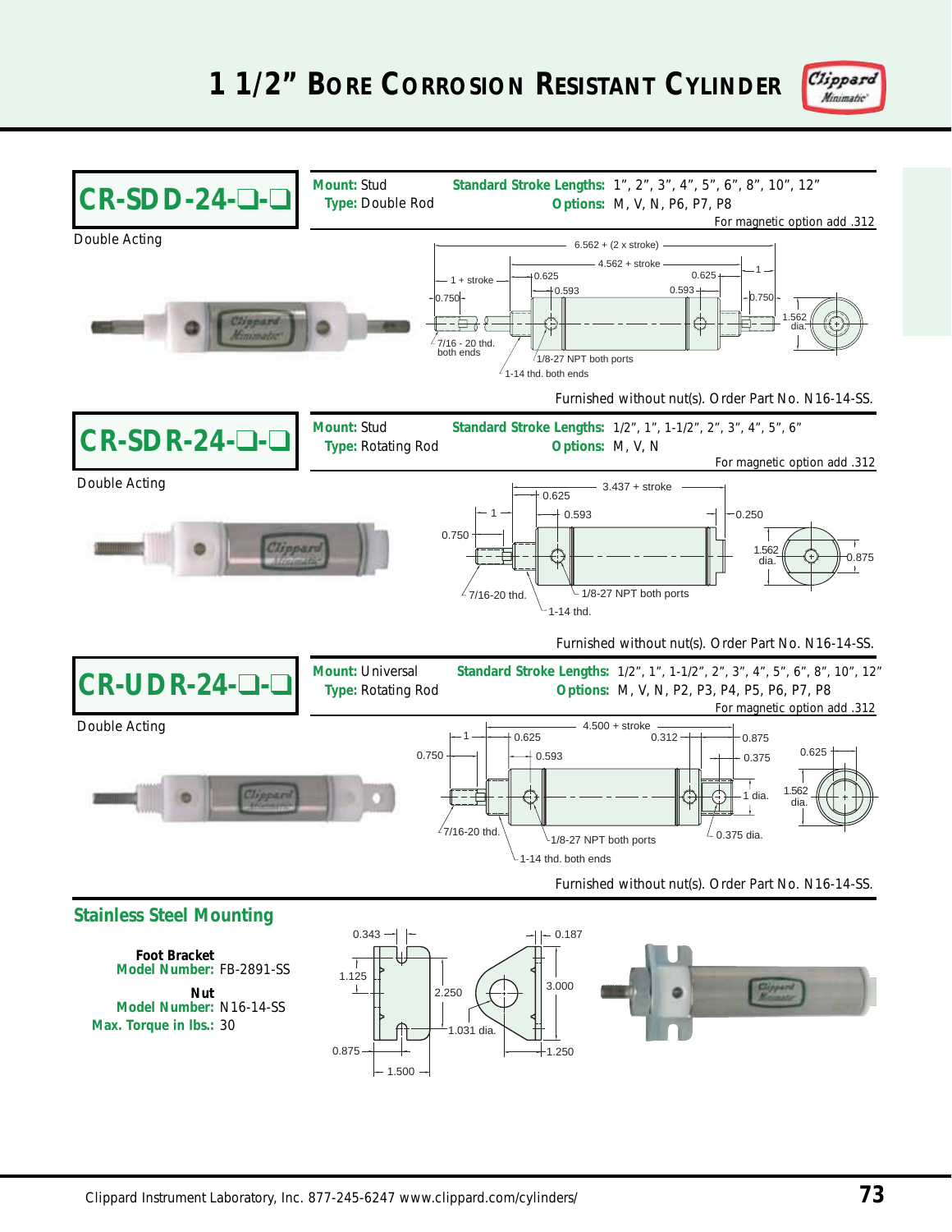# 1 1/2" Bore Corrosion Resistant Cylinder

## CR-SDD-24-❑-❑

Double Acting

**Mount:** Stud
**Type:** Double Rod

**Standard Stroke Lengths:** 1", 2", 3", 4", 5", 6", 8", 10", 12"
**Options:** M, V, N, P6, P7, P8

For magnetic option add .312

6.562 + (2 x stroke)
4.562 + stroke
1 + stroke
0.625
0.625
1
0.750
0.593
0.593
0.750
1.562 dia.
7/16 - 20 thd. both ends
1/8-27 NPT both ports
1-14 thd. both ends

Furnished without nut(s). Order Part No. N16-14-SS.

## CR-SDR-24-❑-❑

Double Acting

**Mount:** Stud
**Type:** Rotating Rod

**Standard Stroke Lengths:** 1/2", 1", 1-1/2", 2", 3", 4", 5", 6"
**Options:** M, V, N

For magnetic option add .312

3.437 + stroke
0.625
1
0.593
0.250
0.750
1.562 dia.
0.875
7/16-20 thd.
1/8-27 NPT both ports
1-14 thd.

Furnished without nut(s). Order Part No. N16-14-SS.

## CR-UDR-24-❑-❑

Double Acting

**Mount:** Universal
**Type:** Rotating Rod

**Standard Stroke Lengths:** 1/2", 1", 1-1/2", 2", 3", 4", 5", 6", 8", 10", 12"
**Options:** M, V, N, P2, P3, P4, P5, P6, P7, P8

For magnetic option add .312

4.500 + stroke
1
0.625
0.312
0.875
0.750
0.593
0.375
0.625
1 dia.
1.562 dia.
7/16-20 thd.
1/8-27 NPT both ports
0.375 dia.
1-14 thd. both ends

Furnished without nut(s). Order Part No. N16-14-SS.

## Stainless Steel Mounting

**Foot Bracket**
**Model Number:** FB-2891-SS

**Nut**
**Model Number:** N16-14-SS
**Max. Torque in lbs.:** 30

0.343
0.187
1.125
2.250
3.000
1.031 dia.
0.875
1.250
1.500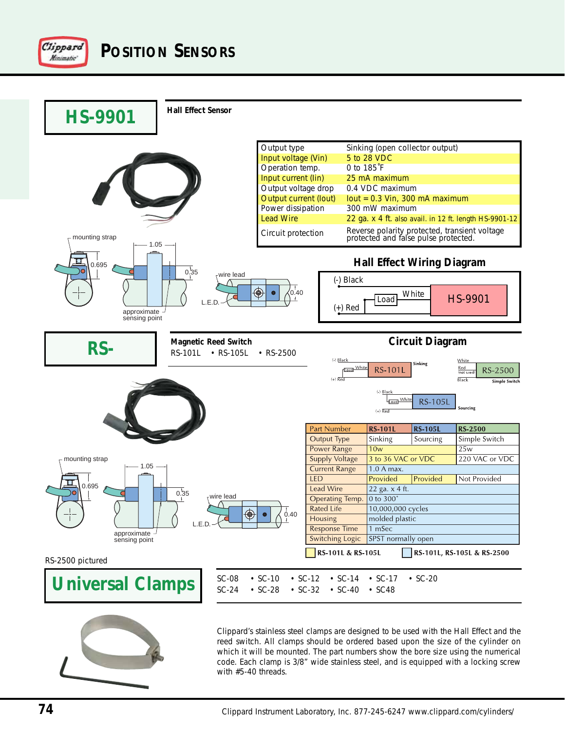# POSITION SENSORS

## HS-9901

**Hall Effect Sensor**

| | |
|---|---|
| Output type | Sinking (open collector output) |
| Input voltage (Vin) | 5 to 28 VDC |
| Operation temp. | 0 to 185˚F |
| Input current (Iin) | 25 mA maximum |
| Output voltage drop | 0.4 VDC maximum |
| Output current (Iout) | Iout = 0.3 Vin, 300 mA maximum |
| Power dissipation | 300 mW maximum |
| Lead Wire | 22 ga. x 4 ft. also avail. in 12 ft. length HS-9901-12 |
| Circuit protection | Reverse polarity protected, transient voltage protected and false pulse protected. |

mounting strap
1.05
0.695
0.35
wire lead
0.40
L.E.D.
approximate sensing point

### Hall Effect Wiring Diagram

(-) Black
White
Load
HS-9901
(+) Red

## RS-

**Magnetic Reed Switch**

RS-101L • RS-105L • RS-2500

### Circuit Diagram

(-) Black
White
Load
RS-101L
Sinking
(+) Red

White
Red (not used)
Black
RS-2500
Simple Switch

(-) Black
White
Load
RS-105L
Sourcing
(+) Red

| Part Number | RS-101L | RS-105L | RS-2500 |
|---|---|---|---|
| Output Type | Sinking | Sourcing | Simple Switch |
| Power Range | 10w | | 25w |
| Supply Voltage | 3 to 36 VAC or VDC | | 220 VAC or VDC |
| Current Range | 1.0 A max. | | |
| LED | Provided | Provided | Not Provided |
| Lead Wire | 22 ga. x 4 ft. | | |
| Operating Temp. | 0 to 300˚ | | |
| Rated Life | 10,000,000 cycles | | |
| Housing | molded plastic | | |
| Response Time | 1 mSec | | |
| Switching Logic | SPST normally open | | |

RS-101L & RS-105L    RS-101L, RS-105L & RS-2500

mounting strap
1.05
0.695
0.35
wire lead
0.40
L.E.D.
approximate sensing point

RS-2500 pictured

## Universal Clamps

SC-08 • SC-10 • SC-12 • SC-14 • SC-17 • SC-20
SC-24 • SC-28 • SC-32 • SC-40 • SC48

Clippard's stainless steel clamps are designed to be used with the Hall Effect and the reed switch. All clamps should be ordered based upon the size of the cylinder on which it will be mounted. The part numbers show the bore size using the numerical code. Each clamp is 3/8" wide stainless steel, and is equipped with a locking screw with #5-40 threads.